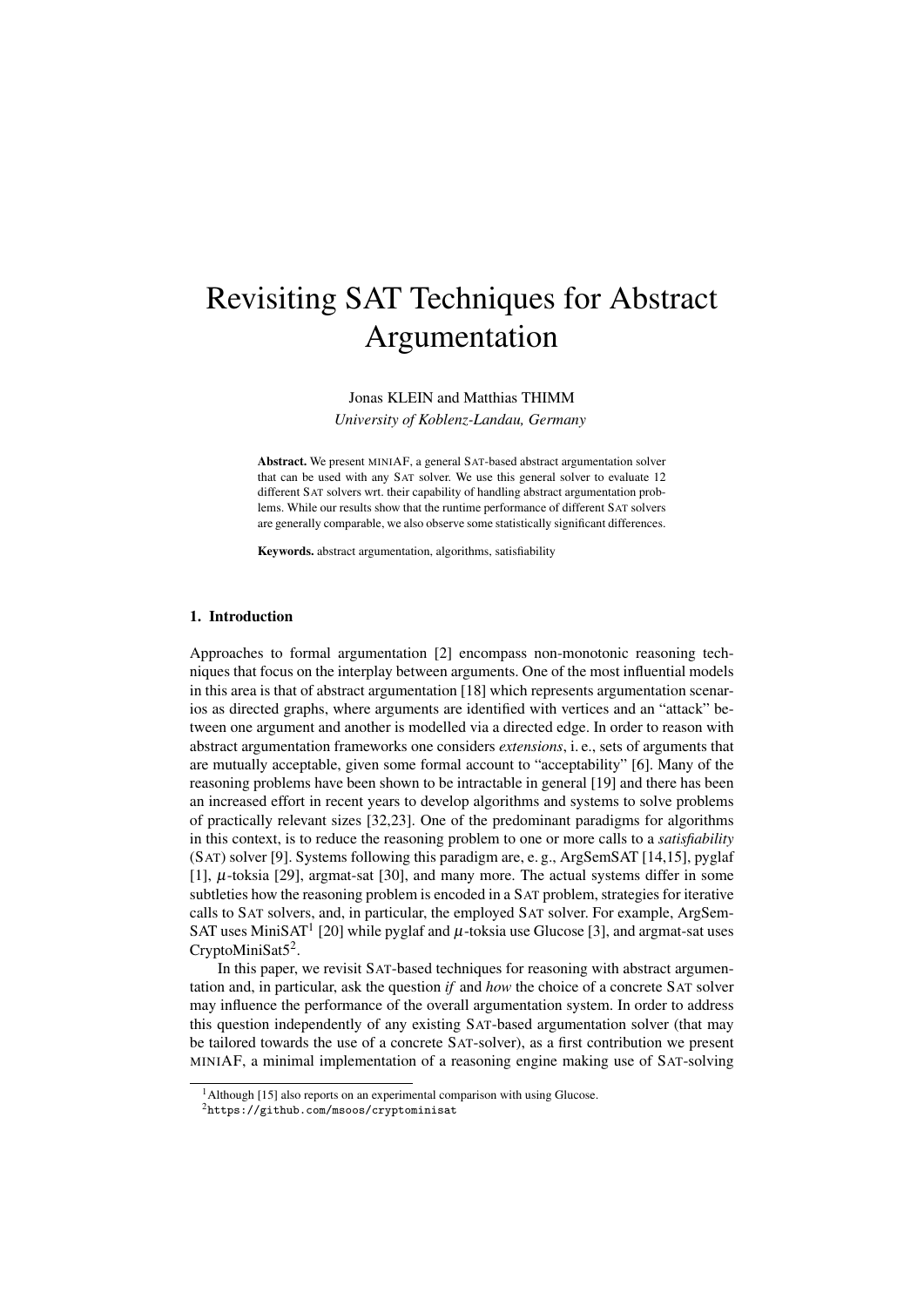# Revisiting SAT Techniques for Abstract Argumentation

Jonas KLEIN and Matthias THIMM

*University of Koblenz-Landau, Germany*

**Abstract.** We present MINIAF, a general SAT-based abstract argumentation solver that can be used with any SAT solver. We use this general solver to evaluate 12 different SAT solvers wrt. their capability of handling abstract argumentation problems. While our results show that the runtime performance of different SAT solvers are generally comparable, we also observe some statistically significant differences.

**Keywords.** abstract argumentation, algorithms, satisfiability

## 1. Introduction

Approaches to formal argumentation [2] encompass non-monotonic reasoning techniques that focus on the interplay between arguments. One of the most influential models in this area is that of abstract argumentation [18] which represents argumentation scenarios as directed graphs, where arguments are identified with vertices and an "attack" between one argument and another is modelled via a directed edge. In order to reason with abstract argumentation frameworks one considers *extensions*, i. e., sets of arguments that are mutually acceptable, given some formal account to "acceptability" [6]. Many of the reasoning problems have been shown to be intractable in general [19] and there has been an increased effort in recent years to develop algorithms and systems to solve problems of practically relevant sizes [32,23]. One of the predominant paradigms for algorithms in this context, is to reduce the reasoning problem to one or more calls to a *satisfiability* (SAT) solver [9]. Systems following this paradigm are, e. g., ArgSemSAT [14,15], pyglaf [1], $\mu$-toksia [29], argmat-sat [30], and many more. The actual systems differ in some subtleties how the reasoning problem is encoded in a SAT problem, strategies for iterative calls to SAT solvers, and, in particular, the employed SAT solver. For example, ArgSemSAT uses MiniSAT[1] [20] while pyglaf and $\mu$-toksia use Glucose [3], and argmat-sat uses CryptoMiniSat5[2].

In this paper, we revisit SAT-based techniques for reasoning with abstract argumentation and, in particular, ask the question *if* and *how* the choice of a concrete SAT solver may influence the performance of the overall argumentation system. In order to address this question independently of any existing SAT-based argumentation solver (that may be tailored towards the use of a concrete SAT-solver), as a first contribution we present MINIAF, a minimal implementation of a reasoning engine making use of SAT-solving

[1] Although [15] also reports on an experimental comparison with using Glucose.

[2] https://github.com/msoos/cryptominisat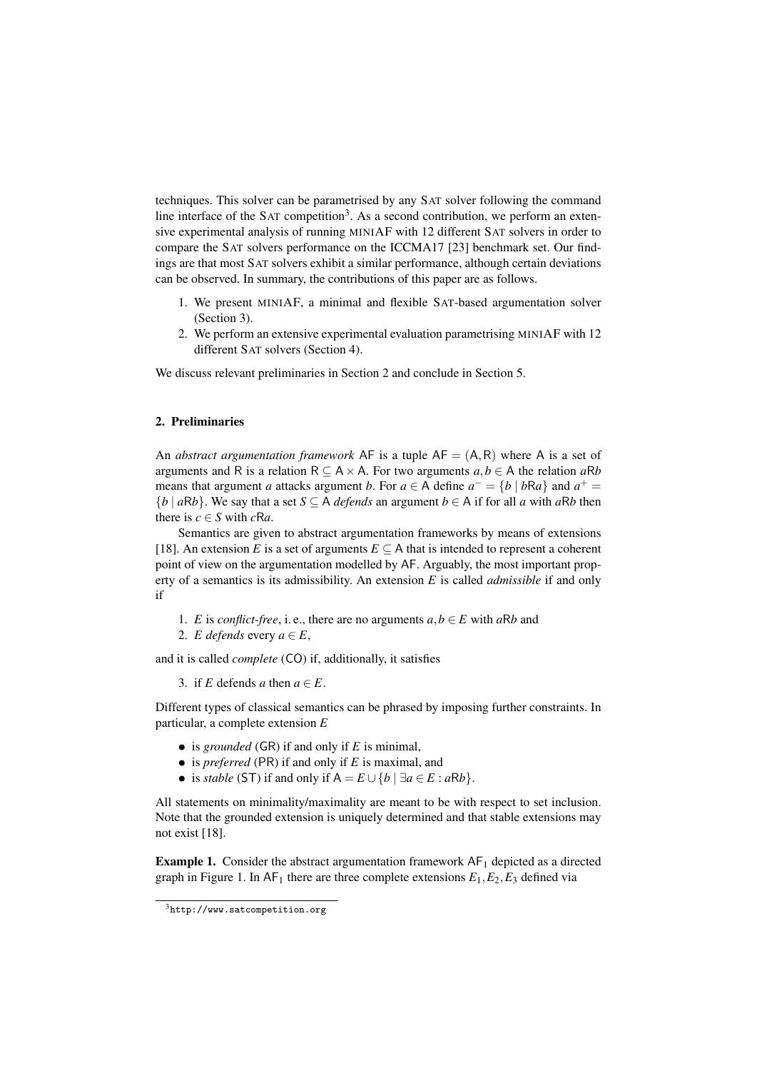techniques. This solver can be parametrised by any SAT solver following the command line interface of the SAT competition[3]. As a second contribution, we perform an extensive experimental analysis of running MINIAF with 12 different SAT solvers in order to compare the SAT solvers performance on the ICCMA17 [23] benchmark set. Our findings are that most SAT solvers exhibit a similar performance, although certain deviations can be observed. In summary, the contributions of this paper are as follows.

1. We present MINIAF, a minimal and flexible SAT-based argumentation solver (Section 3).
2. We perform an extensive experimental evaluation parametrising MINIAF with 12 different SAT solvers (Section 4).

We discuss relevant preliminaries in Section 2 and conclude in Section 5.

## 2. Preliminaries

An *abstract argumentation framework* $\mathsf{AF}$ is a tuple $\mathsf{AF} = (\mathsf{A}, \mathsf{R})$ where $\mathsf{A}$ is a set of arguments and $\mathsf{R}$ is a relation $\mathsf{R} \subseteq \mathsf{A} \times \mathsf{A}$. For two arguments $a, b \in \mathsf{A}$ the relation $a\mathsf{R}b$ means that argument $a$ attacks argument $b$. For $a \in \mathsf{A}$ define $a^{-} = \{b \mid b\mathsf{R}a\}$ and $a^{+} = \{b \mid a\mathsf{R}b\}$. We say that a set $S \subseteq \mathsf{A}$ *defends* an argument $b \in \mathsf{A}$ if for all $a$ with $a\mathsf{R}b$ then there is $c \in S$ with $c\mathsf{R}a$.

Semantics are given to abstract argumentation frameworks by means of extensions [18]. An extension $E$ is a set of arguments $E \subseteq \mathsf{A}$ that is intended to represent a coherent point of view on the argumentation modelled by $\mathsf{AF}$. Arguably, the most important property of a semantics is its admissibility. An extension $E$ is called *admissible* if and only if

1. $E$ is *conflict-free*, i. e., there are no arguments $a, b \in E$ with $a\mathsf{R}b$ and
2. $E$ *defends* every $a \in E$,

and it is called *complete* ($\mathsf{CO}$) if, additionally, it satisfies

3. if $E$ defends $a$ then $a \in E$.

Different types of classical semantics can be phrased by imposing further constraints. In particular, a complete extension $E$

- is *grounded* ($\mathsf{GR}$) if and only if $E$ is minimal,
- is *preferred* ($\mathsf{PR}$) if and only if $E$ is maximal, and
- is *stable* ($\mathsf{ST}$) if and only if $\mathsf{A} = E \cup \{b \mid \exists a \in E : a\mathsf{R}b\}$.

All statements on minimality/maximality are meant to be with respect to set inclusion. Note that the grounded extension is uniquely determined and that stable extensions may not exist [18].

**Example 1.** Consider the abstract argumentation framework $\mathsf{AF}_1$ depicted as a directed graph in Figure 1. In $\mathsf{AF}_1$ there are three complete extensions $E_1, E_2, E_3$ defined via

[3] http://www.satcompetition.org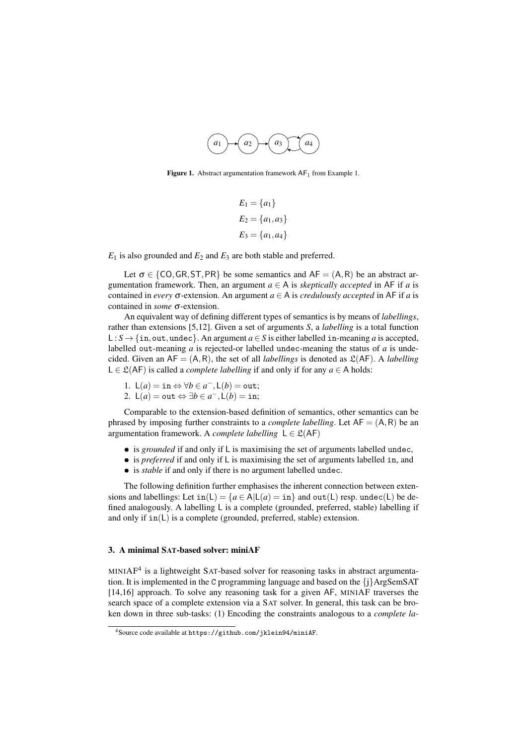**Figure 1.** Abstract argumentation framework $\mathsf{AF}_1$ from Example 1.

$$E_1 = \{a_1\}$$
$$E_2 = \{a_1, a_3\}$$
$$E_3 = \{a_1, a_4\}$$

$E_1$ is also grounded and $E_2$ and $E_3$ are both stable and preferred.

Let $\sigma \in \{\mathsf{CO}, \mathsf{GR}, \mathsf{ST}, \mathsf{PR}\}$ be some semantics and $\mathsf{AF} = (\mathsf{A}, \mathsf{R})$ be an abstract argumentation framework. Then, an argument $a \in \mathsf{A}$ is *skeptically accepted* in $\mathsf{AF}$ if $a$ is contained in *every* $\sigma$-extension. An argument $a \in \mathsf{A}$ is *credulously accepted* in $\mathsf{AF}$ if $a$ is contained in *some* $\sigma$-extension.

An equivalent way of defining different types of semantics is by means of *labellings*, rather than extensions [5,12]. Given a set of arguments $S$, a *labelling* is a total function $\mathsf{L} : S \rightarrow \{\mathtt{in}, \mathtt{out}, \mathtt{undec}\}$. An argument $a \in S$ is either labelled $\mathtt{in}$-meaning $a$ is accepted, labelled $\mathtt{out}$-meaning $a$ is rejected-or labelled $\mathtt{undec}$-meaning the status of $a$ is undecided. Given an $\mathsf{AF} = (\mathsf{A}, \mathsf{R})$, the set of all *labellings* is denoted as $\mathfrak{L}(\mathsf{AF})$. A *labelling* $\mathsf{L} \in \mathfrak{L}(\mathsf{AF})$ is called a *complete labelling* if and only if for any $a \in \mathsf{A}$ holds:

1. $\mathsf{L}(a) = \mathtt{in} \Leftrightarrow \forall b \in a^{-}, \mathsf{L}(b) = \mathtt{out}$;
2. $\mathsf{L}(a) = \mathtt{out} \Leftrightarrow \exists b \in a^{-}, \mathsf{L}(b) = \mathtt{in}$;

Comparable to the extension-based definition of semantics, other semantics can be phrased by imposing further constraints to a *complete labelling*. Let $\mathsf{AF} = (\mathsf{A}, \mathsf{R})$ be an argumentation framework. A *complete labelling* $\mathsf{L} \in \mathfrak{L}(\mathsf{AF})$

- is *grounded* if and only if $\mathsf{L}$ is maximising the set of arguments labelled $\mathtt{undec}$,
- is *preferred* if and only if $\mathsf{L}$ is maximising the set of arguments labelled $\mathtt{in}$, and
- is *stable* if and only if there is no argument labelled $\mathtt{undec}$.

The following definition further emphasises the inherent connection between extensions and labellings: Let $\mathtt{in}(\mathsf{L}) = \{a \in \mathsf{A} | \mathsf{L}(a) = \mathtt{in}\}$ and $\mathtt{out}(\mathsf{L})$ resp. $\mathtt{undec}(\mathsf{L})$ be defined analogously. A labelling $\mathsf{L}$ is a complete (grounded, preferred, stable) labelling if and only if $\mathtt{in}(\mathsf{L})$ is a complete (grounded, preferred, stable) extension.

## 3. A minimal SAT-based solver: miniAF

MINIAF[4] is a lightweight SAT-based solver for reasoning tasks in abstract argumentation. It is implemented in the C programming language and based on the {j}ArgSemSAT [14,16] approach. To solve any reasoning task for a given AF, MINIAF traverses the search space of a complete extension via a SAT solver. In general, this task can be broken down in three sub-tasks: (1) Encoding the constraints analogous to a *complete la-*

[4] Source code available at https://github.com/jklein94/miniAF.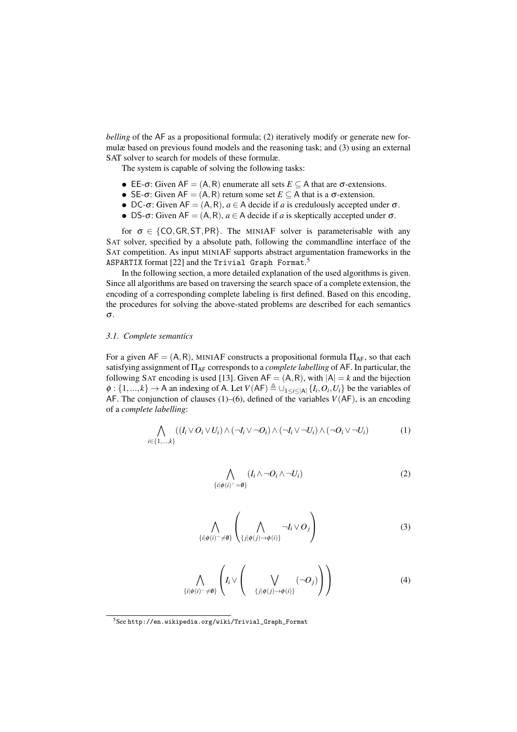*belling* of the AF as a propositional formula; (2) iteratively modify or generate new formulæ based on previous found models and the reasoning task; and (3) using an external SAT solver to search for models of these formulæ.

The system is capable of solving the following tasks:

- EE-$\sigma$: Given $\mathsf{AF} = (\mathsf{A}, \mathsf{R})$ enumerate all sets $E \subseteq \mathsf{A}$ that are $\sigma$-extensions.
- SE-$\sigma$: Given $\mathsf{AF} = (\mathsf{A}, \mathsf{R})$ return some set $E \subseteq \mathsf{A}$ that is a $\sigma$-extension.
- DC-$\sigma$: Given $\mathsf{AF} = (\mathsf{A}, \mathsf{R})$, $a \in \mathsf{A}$ decide if $a$ is credulously accepted under $\sigma$.
- DS-$\sigma$: Given $\mathsf{AF} = (\mathsf{A}, \mathsf{R})$, $a \in \mathsf{A}$ decide if $a$ is skeptically accepted under $\sigma$.

for $\sigma \in \{\mathsf{CO}, \mathsf{GR}, \mathsf{ST}, \mathsf{PR}\}$. The MINIAF solver is parameterisable with any SAT solver, specified by a absolute path, following the commandline interface of the SAT competition. As input MINIAF supports abstract argumentation frameworks in the `ASPARTIX` format [22] and the `Trivial Graph Format`.[5]

In the following section, a more detailed explanation of the used algorithms is given. Since all algorithms are based on traversing the search space of a complete extension, the encoding of a corresponding complete labeling is first defined. Based on this encoding, the procedures for solving the above-stated problems are described for each semantics $\sigma$.

### 3.1. Complete semantics

For a given $\mathsf{AF} = (\mathsf{A}, \mathsf{R})$, MINIAF constructs a propositional formula $\Pi_{\mathsf{AF}}$, so that each satisfying assignment of $\Pi_{\mathsf{AF}}$ corresponds to a *complete labelling* of AF. In particular, the following SAT encoding is used [13]. Given $\mathsf{AF} = (\mathsf{A}, \mathsf{R})$, with $|\mathsf{A}| = k$ and the bijection $\phi : \{1, ..., k\} \rightarrow \mathsf{A}$ an indexing of A. Let $V(\mathsf{AF}) \triangleq \cup_{1 \leq i \leq |\mathsf{A}|} \{I_i, O_i, U_i\}$ be the variables of AF. The conjunction of clauses (1)–(6), defined of the variables $V(\mathsf{AF})$, is an encoding of a *complete labelling*:

$$\bigwedge_{i \in \{1,\ldots,k\}} ((I_i \vee O_i \vee U_i) \wedge (\neg I_i \vee \neg O_i) \wedge (\neg I_i \vee \neg U_i) \wedge (\neg O_i \vee \neg U_i) \tag{1}$$

$$\bigwedge_{\{i | \phi(i)^- = \emptyset\}} (I_i \wedge \neg O_i \wedge \neg U_i) \tag{2}$$

$$\bigwedge_{\{i | \phi(i)^- \neq \emptyset\}} \left( \bigwedge_{\{j | \phi(j) \rightarrow \phi(i)\}} \neg I_i \vee O_j \right) \tag{3}$$

$$\bigwedge_{\{i | \phi(i)^- \neq \emptyset\}} \left( I_i \vee \left( \bigvee_{\{j | \phi(j) \rightarrow \phi(i)\}} (\neg O_j) \right) \right) \tag{4}$$

[5] See `http://en.wikipedia.org/wiki/Trivial_Graph_Format`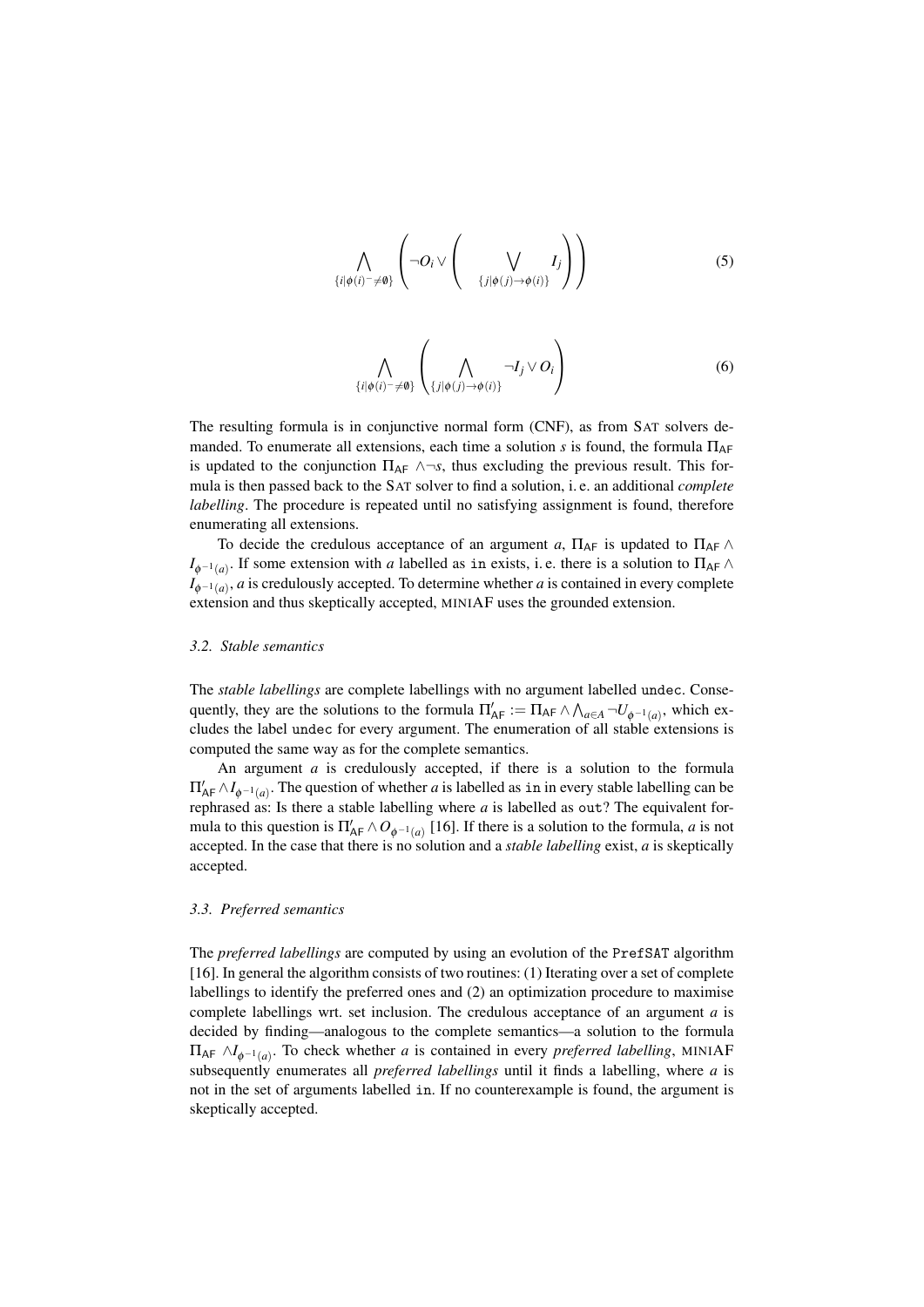$$\bigwedge_{\{i|\phi(i)^-\neq\emptyset\}} \left( \neg O_i \vee \left( \bigvee_{\{j|\phi(j)\to\phi(i)\}} I_j \right) \right) \tag{5}$$

$$\bigwedge_{\{i|\phi(i)^-\neq\emptyset\}} \left( \bigwedge_{\{j|\phi(j)\to\phi(i)\}} \neg I_j \vee O_i \right) \tag{6}$$

The resulting formula is in conjunctive normal form (CNF), as from SAT solvers demanded. To enumerate all extensions, each time a solution $s$ is found, the formula $\Pi_{\mathsf{AF}}$ is updated to the conjunction $\Pi_{\mathsf{AF}} \wedge \neg s$, thus excluding the previous result. This formula is then passed back to the SAT solver to find a solution, i. e. an additional *complete labelling*. The procedure is repeated until no satisfying assignment is found, therefore enumerating all extensions.

To decide the credulous acceptance of an argument $a$, $\Pi_{\mathsf{AF}}$ is updated to $\Pi_{\mathsf{AF}} \wedge I_{\phi^{-1}(a)}$. If some extension with $a$ labelled as `in` exists, i. e. there is a solution to $\Pi_{\mathsf{AF}} \wedge I_{\phi^{-1}(a)}$, $a$ is credulously accepted. To determine whether $a$ is contained in every complete extension and thus skeptically accepted, MINIAF uses the grounded extension.

### 3.2. Stable semantics

The *stable labellings* are complete labellings with no argument labelled `undec`. Consequently, they are the solutions to the formula $\Pi'_{\mathsf{AF}} := \Pi_{\mathsf{AF}} \wedge \bigwedge_{a\in A} \neg U_{\phi^{-1}(a)}$, which excludes the label `undec` for every argument. The enumeration of all stable extensions is computed the same way as for the complete semantics.

An argument $a$ is credulously accepted, if there is a solution to the formula $\Pi'_{\mathsf{AF}} \wedge I_{\phi^{-1}(a)}$. The question of whether $a$ is labelled as `in` in every stable labelling can be rephrased as: Is there a stable labelling where $a$ is labelled as `out`? The equivalent formula to this question is $\Pi'_{\mathsf{AF}} \wedge O_{\phi^{-1}(a)}$ [16]. If there is a solution to the formula, $a$ is not accepted. In the case that there is no solution and a *stable labelling* exist, $a$ is skeptically accepted.

### 3.3. Preferred semantics

The *preferred labellings* are computed by using an evolution of the `PrefSAT` algorithm [16]. In general the algorithm consists of two routines: (1) Iterating over a set of complete labellings to identify the preferred ones and (2) an optimization procedure to maximise complete labellings wrt. set inclusion. The credulous acceptance of an argument $a$ is decided by finding—analogous to the complete semantics—a solution to the formula $\Pi_{\mathsf{AF}} \wedge I_{\phi^{-1}(a)}$. To check whether $a$ is contained in every *preferred labelling*, MINIAF subsequently enumerates all *preferred labellings* until it finds a labelling, where $a$ is not in the set of arguments labelled `in`. If no counterexample is found, the argument is skeptically accepted.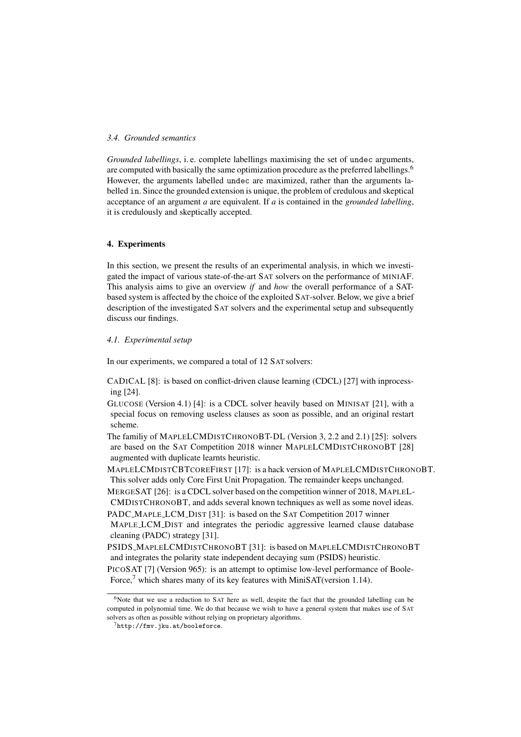### 3.4. Grounded semantics

*Grounded labellings*, i. e. complete labellings maximising the set of `undec` arguments, are computed with basically the same optimization procedure as the preferred labellings.[6] However, the arguments labelled `undec` are maximized, rather than the arguments labelled `in`. Since the grounded extension is unique, the problem of credulous and skeptical acceptance of an argument *a* are equivalent. If *a* is contained in the *grounded labelling*, it is credulously and skeptically accepted.

## 4. Experiments

In this section, we present the results of an experimental analysis, in which we investigated the impact of various state-of-the-art SAT solvers on the performance of MINIAF. This analysis aims to give an overview *if* and *how* the overall performance of a SAT-based system is affected by the choice of the exploited SAT-solver. Below, we give a brief description of the investigated SAT solvers and the experimental setup and subsequently discuss our findings.

### 4.1. Experimental setup

In our experiments, we compared a total of 12 SAT solvers:

CADICAL [8]: is based on conflict-driven clause learning (CDCL) [27] with inprocessing [24].

GLUCOSE (Version 4.1) [4]: is a CDCL solver heavily based on MINISAT [21], with a special focus on removing useless clauses as soon as possible, and an original restart scheme.

The familiy of MAPLELCMDISTCHRONOBT-DL (Version 3, 2.2 and 2.1) [25]: solvers are based on the SAT Competition 2018 winner MAPLELCMDISTCHRONOBT [28] augmented with duplicate learnts heuristic.

MAPLELCMDISTCBTCOREFIRST [17]: is a hack version of MAPLELCMDISTCHRONOBT. This solver adds only Core First Unit Propagation. The remainder keeps unchanged.

MERGESAT [26]: is a CDCL solver based on the competition winner of 2018, MAPLELCMDISTCHRONOBT, and adds several known techniques as well as some novel ideas.

PADC_MAPLE_LCM_DIST [31]: is based on the SAT Competition 2017 winner MAPLE_LCM_DIST and integrates the periodic aggressive learned clause database cleaning (PADC) strategy [31].

PSIDS_MAPLELCMDISTCHRONOBT [31]: is based on MAPLELCMDISTCHRONOBT and integrates the polarity state independent decaying sum (PSIDS) heuristic.

PICOSAT [7] (Version 965): is an attempt to optimise low-level performance of BooleForce,[7] which shares many of its key features with MiniSAT(version 1.14).

---

[6] Note that we use a reduction to SAT here as well, despite the fact that the grounded labelling can be computed in polynomial time. We do that because we wish to have a general system that makes use of SAT solvers as often as possible without relying on proprietary algorithms.

[7] `http://fmv.jku.at/booleforce`.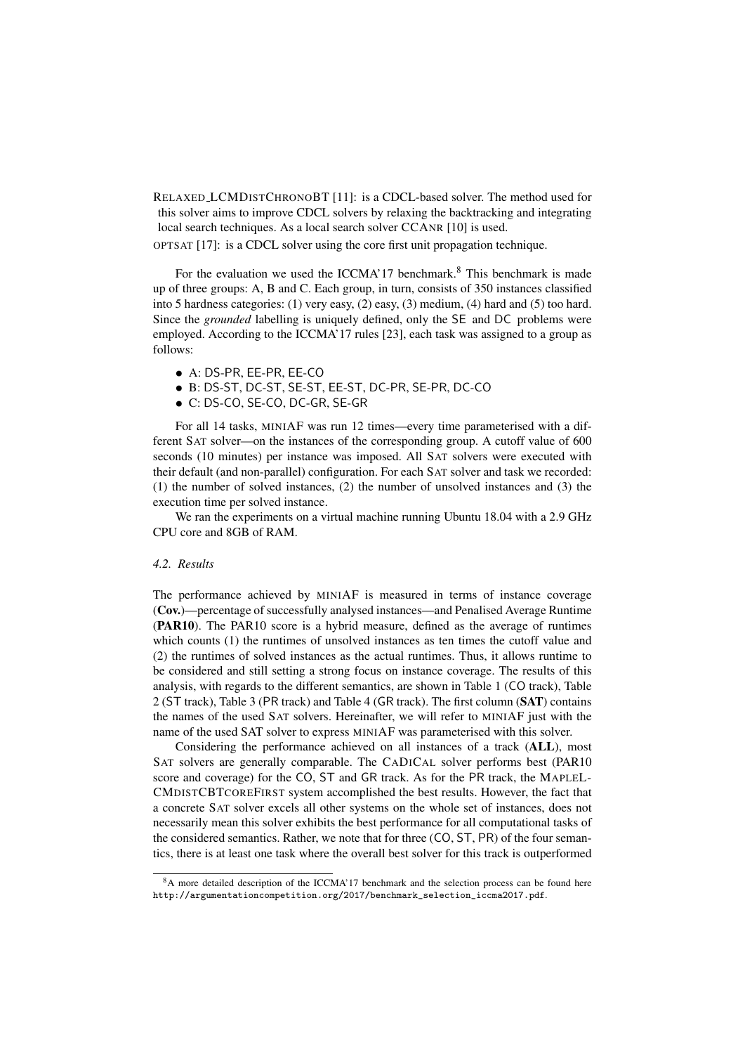RELAXED_LCMDISTCHRONOBT [11]: is a CDCL-based solver. The method used for this solver aims to improve CDCL solvers by relaxing the backtracking and integrating local search techniques. As a local search solver CCANR [10] is used.

OPTSAT [17]: is a CDCL solver using the core first unit propagation technique.

For the evaluation we used the ICCMA'17 benchmark.[8] This benchmark is made up of three groups: A, B and C. Each group, in turn, consists of 350 instances classified into 5 hardness categories: (1) very easy, (2) easy, (3) medium, (4) hard and (5) too hard. Since the *grounded* labelling is uniquely defined, only the SE and DC problems were employed. According to the ICCMA'17 rules [23], each task was assigned to a group as follows:

- A: DS-PR, EE-PR, EE-CO
- B: DS-ST, DC-ST, SE-ST, EE-ST, DC-PR, SE-PR, DC-CO
- C: DS-CO, SE-CO, DC-GR, SE-GR

For all 14 tasks, MINIAF was run 12 times—every time parameterised with a different SAT solver—on the instances of the corresponding group. A cutoff value of 600 seconds (10 minutes) per instance was imposed. All SAT solvers were executed with their default (and non-parallel) configuration. For each SAT solver and task we recorded: (1) the number of solved instances, (2) the number of unsolved instances and (3) the execution time per solved instance.

We ran the experiments on a virtual machine running Ubuntu 18.04 with a 2.9 GHz CPU core and 8GB of RAM.

### *4.2. Results*

The performance achieved by MINIAF is measured in terms of instance coverage (**Cov.**)—percentage of successfully analysed instances—and Penalised Average Runtime (**PAR10**). The PAR10 score is a hybrid measure, defined as the average of runtimes which counts (1) the runtimes of unsolved instances as ten times the cutoff value and (2) the runtimes of solved instances as the actual runtimes. Thus, it allows runtime to be considered and still setting a strong focus on instance coverage. The results of this analysis, with regards to the different semantics, are shown in Table 1 (CO track), Table 2 (ST track), Table 3 (PR track) and Table 4 (GR track). The first column (**SAT**) contains the names of the used SAT solvers. Hereinafter, we will refer to MINIAF just with the name of the used SAT solver to express MINIAF was parameterised with this solver.

Considering the performance achieved on all instances of a track (**ALL**), most SAT solvers are generally comparable. The CADICAL solver performs best (PAR10 score and coverage) for the CO, ST and GR track. As for the PR track, the MAPLELCMDISTCBTCOREFIRST system accomplished the best results. However, the fact that a concrete SAT solver excels all other systems on the whole set of instances, does not necessarily mean this solver exhibits the best performance for all computational tasks of the considered semantics. Rather, we note that for three (CO, ST, PR) of the four semantics, there is at least one task where the overall best solver for this track is outperformed

[8] A more detailed description of the ICCMA'17 benchmark and the selection process can be found here http://argumentationcompetition.org/2017/benchmark_selection_iccma2017.pdf.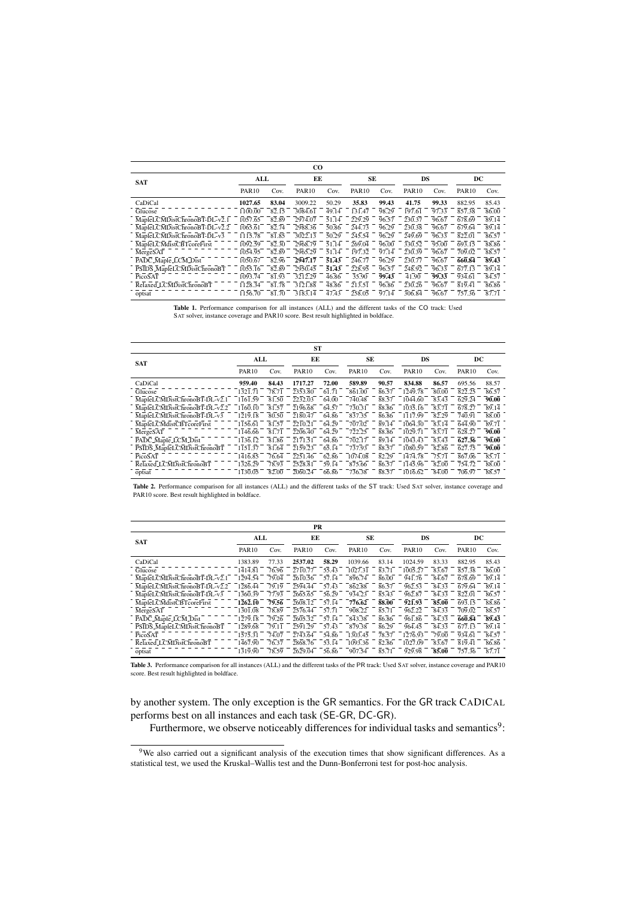| SAT | CO | | | | | | | | | |
|---|---|---|---|---|---|---|---|---|---|---|
| | ALL | | EE | | SE | | DS | | DC | |
| | PAR10 | Cov. | PAR10 | Cov. | PAR10 | Cov. | PAR10 | Cov. | PAR10 | Cov. |
| CaDiCal | **1027.65** | **83.04** | 3009.22 | 50.29 | **35.83** | **99.43** | **41.75** | **99.33** | 882.95 | 85.43 |
| Glucose | 1100.00 | 82.15 | 3084.61 | 49.14 | 131.47 | 98.29 | 197.61 | 97.33 | 857.38 | 86.00 |
| MapleLCMDistChronoBT-DL-v2.1 | 1057.65 | 82.89 | 2974.07 | 51.14 | 229.29 | 96.57 | 230.37 | 96.67 | 678.69 | 89.14 |
| MapleLCMDistChronoBT-DL-v2.2 | 1065.61 | 82.74 | 2988.36 | 50.86 | 244.73 | 96.29 | 230.38 | 96.67 | 679.64 | 89.14 |
| MapleLCMDistChronoBT-DL-v3 | 1113.78 | 81.85 | 3022.13 | 50.29 | 245.54 | 96.29 | 249.69 | 96.33 | 822.01 | 86.57 |
| MapleLCMdistCBTcoreFirst | 1092.59 | 82.30 | 2968.79 | 51.14 | 269.04 | 96.00 | 330.52 | 95.00 | 693.15 | 88.86 |
| MergeSAT | 1054.95 | 82.89 | 2965.29 | 51.14 | 197.32 | 97.14 | 230.39 | 96.67 | 709.02 | 88.57 |
| PADC_Maple_LCM_Dist | 1050.67 | 82.96 | **2947.17** | **51.43** | 246.77 | 96.29 | 230.77 | 96.67 | **660.84** | **89.43** |
| PSIDS_MapleLCMDistChronoBT | 1055.16 | 82.89 | 2950.45 | **51.43** | 228.95 | 96.57 | 248.92 | 96.33 | 677.13 | 89.14 |
| PicoSAT | 1093.74 | 81.93 | 3212.29 | 46.86 | 35.90 | **99.43** | 41.90 | **99.33** | 934.61 | 84.57 |
| Relaxed_LCMDistChronoBT | 1128.34 | 81.78 | 3121.88 | 48.86 | 211.51 | 96.86 | 230.26 | 96.67 | 819.41 | 86.86 |
| optsat | 1156.70 | 81.70 | 3183.14 | 47.43 | 258.05 | 97.14 | 306.84 | 96.67 | 757.56 | 87.71 |

**Table 1.** Performance comparison for all instances (ALL) and the different tasks of the CO track: Used SAT solver, instance coverage and PAR10 score. Best result highlighted in boldface.

| SAT | ST | | | | | | | | | |
|---|---|---|---|---|---|---|---|---|---|---|
| | ALL | | EE | | SE | | DS | | DC | |
| | PAR10 | Cov. | PAR10 | Cov. | PAR10 | Cov. | PAR10 | Cov. | PAR10 | Cov. |
| CaDiCal | **959.40** | **84.43** | **1717.27** | **72.00** | **589.89** | **90.57** | **834.88** | **86.57** | 695.56 | 88.57 |
| Glucose | 1321.71 | 78.71 | 2353.80 | 61.71 | 861.00 | 86.57 | 1249.78 | 80.00 | 822.23 | 86.57 |
| MapleLCMDistChronoBT-DL-v2.1 | 1161.59 | 81.50 | 2232.03 | 64.00 | 740.48 | 88.57 | 1044.60 | 83.43 | 629.24 | **90.00** |
| MapleLCMDistChronoBT-DL-v2.2 | 1160.10 | 81.57 | 2196.68 | 64.57 | 730.31 | 88.86 | 1035.16 | 83.71 | 678.27 | 89.14 |
| MapleLCMDistChronoBT-DL-v3 | 1219.18 | 80.50 | 2180.47 | 64.86 | 837.35 | 86.86 | 1117.99 | 82.29 | 740.91 | 88.00 |
| MapleLCMdistCBTcoreFirst | 1156.61 | 81.57 | 2210.21 | 64.29 | 707.02 | 89.14 | 1064.30 | 83.14 | 644.90 | 89.71 |
| MergeSAT | 1146.66 | 81.71 | 2206.40 | 64.29 | 722.25 | 88.86 | 1029.71 | 83.71 | 628.27 | **90.00** |
| PADC_Maple_LCM_Dist | 1136.12 | 81.86 | 2171.31 | 64.86 | 702.17 | 89.14 | 1043.43 | 83.43 | **627.56** | **90.00** |
| PSIDS_MapleLCMDistChronoBT | 1151.37 | 81.64 | 2159.23 | 65.14 | 737.93 | 88.57 | 1080.59 | 82.86 | 627.73 | **90.00** |
| PicoSAT | 1416.83 | 76.64 | 2251.46 | 62.86 | 1074.08 | 82.29 | 1474.78 | 75.71 | 867.06 | 85.71 |
| Relaxed_LCMDistChronoBT | 1326.29 | 78.93 | 2528.81 | 59.14 | 875.66 | 86.57 | 1145.96 | 82.00 | 754.72 | 88.00 |
| optsat | 1130.03 | 82.00 | 2060.24 | 66.86 | 736.38 | 88.57 | 1016.62 | 84.00 | 706.97 | 88.57 |

**Table 2.** Performance comparison for all instances (ALL) and the different tasks of the ST track: Used SAT solver, instance coverage and PAR10 score. Best result highlighted in boldface.

| SAT | PR | | | | | | | | | |
|---|---|---|---|---|---|---|---|---|---|---|
| | ALL | | EE | | SE | | DS | | DC | |
| | PAR10 | Cov. | PAR10 | Cov. | PAR10 | Cov. | PAR10 | Cov. | PAR10 | Cov. |
| CaDiCal | 1383.89 | 77.33 | **2537.02** | **58.29** | 1039.66 | 83.14 | 1024.59 | 83.33 | 882.95 | 85.43 |
| Glucose | 1414.81 | 76.96 | 2710.77 | 55.43 | 1027.31 | 83.71 | 1005.27 | 83.67 | 857.38 | 86.00 |
| MapleLCMDistChronoBT-DL-v2.1 | 1294.54 | 79.04 | 2610.36 | 57.14 | 896.74 | 86.00 | 941.76 | 84.67 | 678.69 | 89.14 |
| MapleLCMDistChronoBT-DL-v2.2 | 1286.44 | 79.19 | 2594.44 | 57.43 | 862.88 | 86.57 | 962.53 | 84.33 | 679.64 | 89.14 |
| MapleLCMDistChronoBT-DL-v3 | 1360.39 | 77.93 | 2663.65 | 56.29 | 934.23 | 85.43 | 962.87 | 84.33 | 822.01 | 86.57 |
| MapleLCMdistCBTcoreFirst | **1262.10** | **79.56** | 2608.12 | 57.14 | **776.62** | **88.00** | **921.93** | **85.00** | 693.13 | 88.86 |
| MergeSAT | 1301.08 | 78.89 | 2576.44 | 57.71 | 908.22 | 85.71 | 962.22 | 84.33 | 709.02 | 88.57 |
| PADC_Maple_LCM_Dist | 1279.18 | 79.26 | 2605.32 | 57.14 | 843.38 | 86.86 | 961.86 | 84.33 | **660.84** | **89.43** |
| PSIDS_MapleLCMDistChronoBT | 1289.68 | 79.11 | 2591.29 | 57.43 | 879.38 | 86.29 | 964.45 | 84.33 | 677.13 | 89.14 |
| PicoSAT | 1575.31 | 74.07 | 2743.64 | 54.86 | 1303.45 | 78.57 | 1276.93 | 79.00 | 934.61 | 84.57 |
| Relaxed_LCMDistChronoBT | 1467.90 | 76.37 | 2868.76 | 53.14 | 1093.36 | 82.86 | 1027.09 | 83.67 | 819.41 | 86.86 |
| optsat | 1319.90 | 78.59 | 2629.04 | 56.86 | 907.34 | 85.71 | 929.98 | **85.00** | 757.56 | 87.71 |

**Table 3.** Performance comparison for all instances (ALL) and the different tasks of the PR track: Used SAT solver, instance coverage and PAR10 score. Best result highlighted in boldface.

by another system. The only exception is the GR semantics. For the GR track CADICAL performs best on all instances and each task (SE-GR, DC-GR).

Furthermore, we observe noticeably differences for individual tasks and semantics[9]:

[9] We also carried out a significant analysis of the execution times that show significant differences. As a statistical test, we used the Kruskal–Wallis test and the Dunn-Bonferroni test for post-hoc analysis.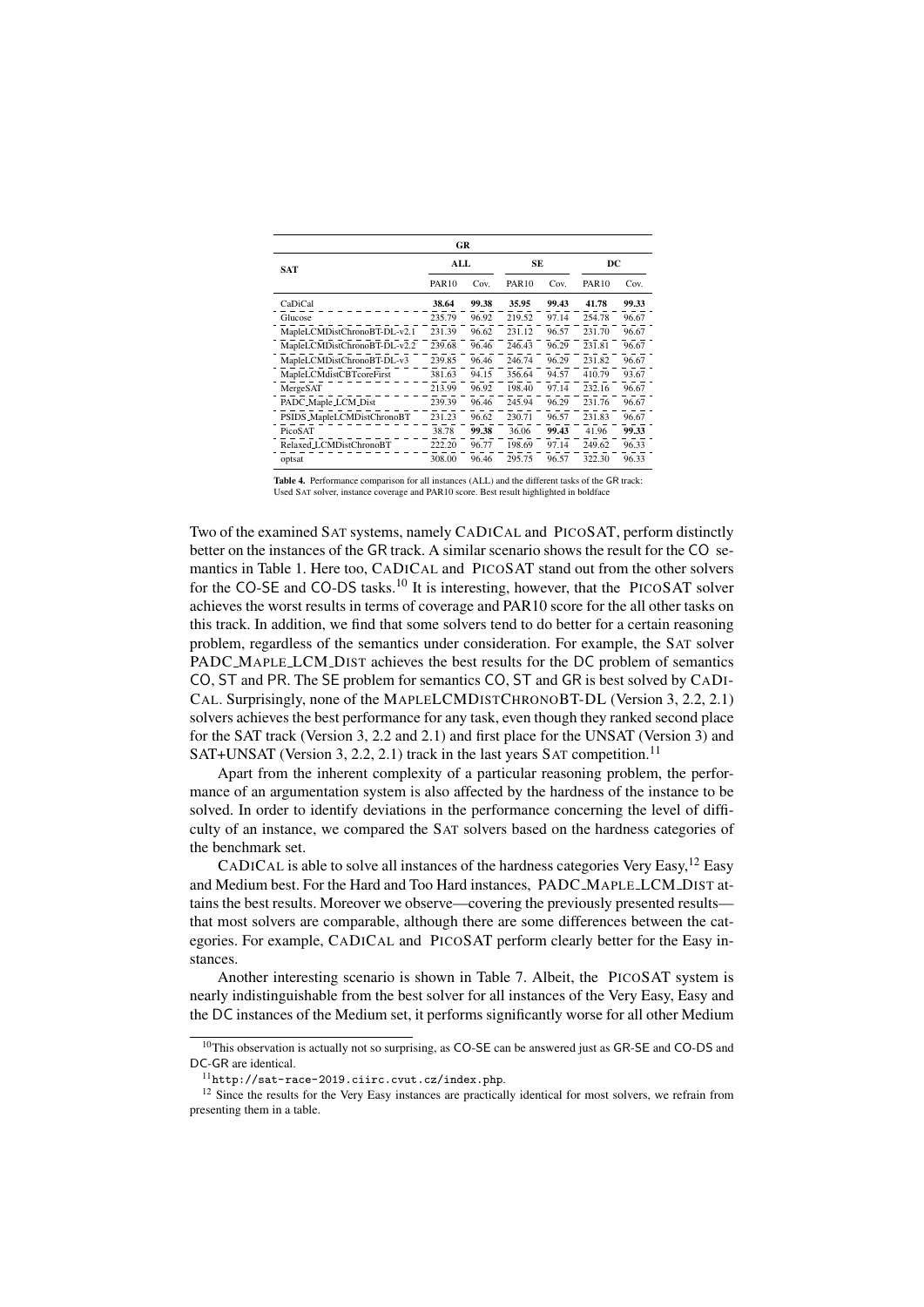| SAT | GR | | | | | |
|---|---|---|---|---|---|---|
| | ALL | | SE | | DC | |
| | PAR10 | Cov. | PAR10 | Cov. | PAR10 | Cov. |
| CaDiCal | **38.64** | **99.38** | **35.95** | **99.43** | **41.78** | **99.33** |
| Glucose | 235.79 | 96.92 | 219.52 | 97.14 | 254.78 | 96.67 |
| MapleLCMDistChronoBT-DL-v2.1 | 231.39 | 96.62 | 231.12 | 96.57 | 231.70 | 96.67 |
| MapleLCMDistChronoBT-DL-v2.2 | 239.68 | 96.46 | 246.43 | 96.29 | 231.81 | 96.67 |
| MapleLCMDistChronoBT-DL-v3 | 239.85 | 96.46 | 246.74 | 96.29 | 231.82 | 96.67 |
| MapleLCMdistCBTcoreFirst | 381.63 | 94.15 | 356.64 | 94.57 | 410.79 | 93.67 |
| MergeSAT | 213.99 | 96.92 | 198.40 | 97.14 | 232.16 | 96.67 |
| PADC_Maple_LCM_Dist | 239.39 | 96.46 | 245.94 | 96.29 | 231.76 | 96.67 |
| PSIDS_MapleLCMDistChronoBT | 231.23 | 96.62 | 230.71 | 96.57 | 231.83 | 96.67 |
| PicoSAT | 38.78 | **99.38** | 36.06 | **99.43** | 41.96 | **99.33** |
| Relaxed_LCMDistChronoBT | 222.20 | 96.77 | 198.69 | 97.14 | 249.62 | 96.33 |
| optsat | 308.00 | 96.46 | 295.75 | 96.57 | 322.30 | 96.33 |

**Table 4.** Performance comparison for all instances (ALL) and the different tasks of the GR track: Used SAT solver, instance coverage and PAR10 score. Best result highlighted in boldface

Two of the examined SAT systems, namely CADICAL and PICOSAT, perform distinctly better on the instances of the GR track. A similar scenario shows the result for the CO semantics in Table 1. Here too, CADICAL and PICOSAT stand out from the other solvers for the CO-SE and CO-DS tasks.[10] It is interesting, however, that the PICOSAT solver achieves the worst results in terms of coverage and PAR10 score for the all other tasks on this track. In addition, we find that some solvers tend to do better for a certain reasoning problem, regardless of the semantics under consideration. For example, the SAT solver PADC_MAPLE_LCM_DIST achieves the best results for the DC problem of semantics CO, ST and PR. The SE problem for semantics CO, ST and GR is best solved by CADICAL. Surprisingly, none of the MAPLELCMDISTCHRONOBT-DL (Version 3, 2.2, 2.1) solvers achieves the best performance for any task, even though they ranked second place for the SAT track (Version 3, 2.2 and 2.1) and first place for the UNSAT (Version 3) and SAT+UNSAT (Version 3, 2.2, 2.1) track in the last years SAT competition.[11]

Apart from the inherent complexity of a particular reasoning problem, the performance of an argumentation system is also affected by the hardness of the instance to be solved. In order to identify deviations in the performance concerning the level of difficulty of an instance, we compared the SAT solvers based on the hardness categories of the benchmark set.

CADICAL is able to solve all instances of the hardness categories Very Easy,[12] Easy and Medium best. For the Hard and Too Hard instances, PADC_MAPLE_LCM_DIST attains the best results. Moreover we observe—covering the previously presented results—that most solvers are comparable, although there are some differences between the categories. For example, CADICAL and PICOSAT perform clearly better for the Easy instances.

Another interesting scenario is shown in Table 7. Albeit, the PICOSAT system is nearly indistinguishable from the best solver for all instances of the Very Easy, Easy and the DC instances of the Medium set, it performs significantly worse for all other Medium

[10] This observation is actually not so surprising, as CO-SE can be answered just as GR-SE and CO-DS and DC-GR are identical.

[11] `http://sat-race-2019.ciirc.cvut.cz/index.php`.

[12] Since the results for the Very Easy instances are practically identical for most solvers, we refrain from presenting them in a table.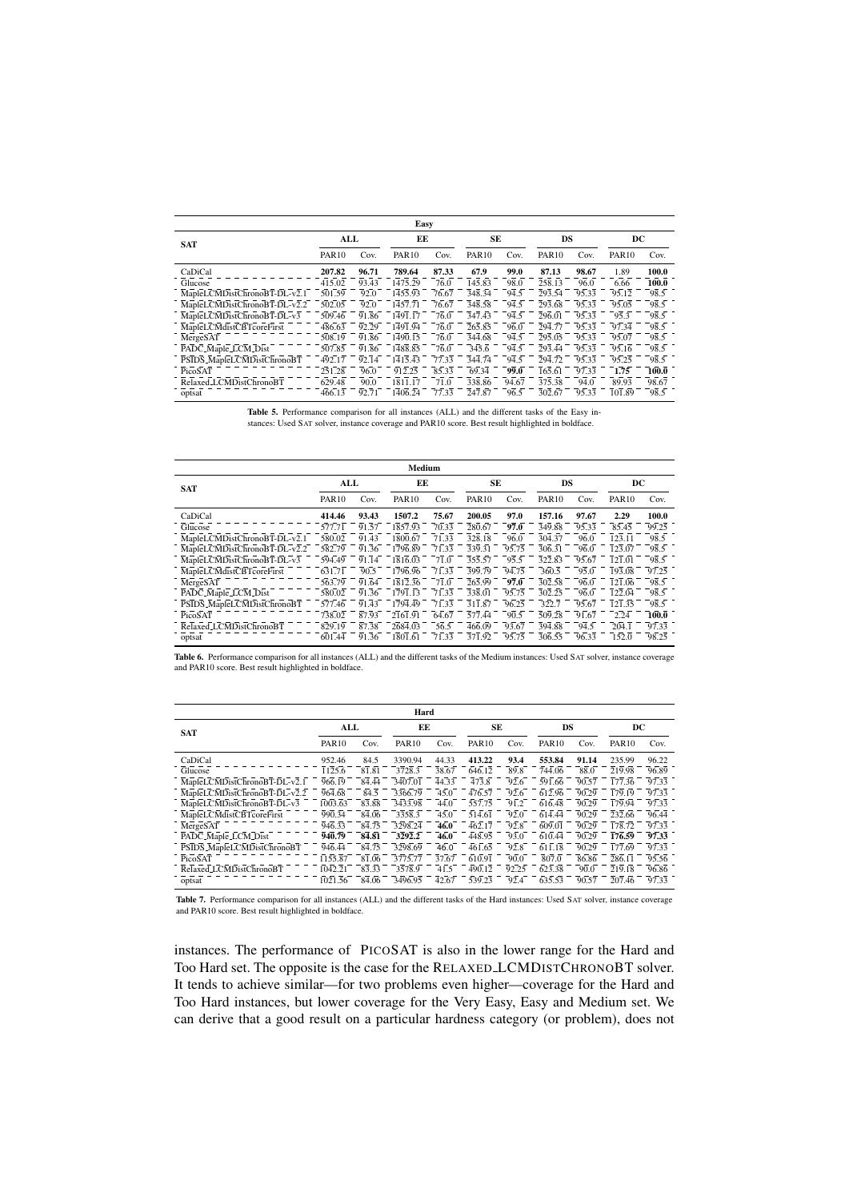| SAT | ALL | | EE | | SE | | DS | | DC | |
|---|---|---|---|---|---|---|---|---|---|---|
| | PAR10 | Cov. | PAR10 | Cov. | PAR10 | Cov. | PAR10 | Cov. | PAR10 | Cov. |
| **Easy** | | | | | | | | | | |
| CaDiCal | **207.82** | **96.71** | **789.64** | **87.33** | **67.9** | **99.0** | **87.13** | **98.67** | 1.89 | **100.0** |
| Glucose | 415.02 | 93.43 | 1475.29 | 76.0 | 145.83 | 98.0 | 258.13 | 96.0 | 6.66 | **100.0** |
| MapleLCMDistChronoBT-DL-v2.1 | 501.59 | 92.0 | 1455.93 | 76.67 | 348.34 | 94.5 | 293.54 | 95.33 | 95.12 | 98.5 |
| MapleLCMDistChronoBT-DL-v2.2 | 502.05 | 92.0 | 1457.71 | 76.67 | 348.58 | 94.5 | 293.68 | 95.33 | 95.05 | 98.5 |
| MapleLCMDistChronoBT-DL-v3 | 509.46 | 91.86 | 1491.17 | 76.0 | 347.43 | 94.5 | 296.01 | 95.33 | 95.3 | 98.5 |
| MapleLCMdistCBTcoreFirst | 486.63 | 92.29 | 1491.94 | 76.0 | 265.85 | 96.0 | 294.77 | 95.33 | 97.34 | 98.5 |
| MergeSAT | 508.19 | 91.86 | 1490.15 | 76.0 | 344.68 | 94.5 | 295.05 | 95.33 | 95.07 | 98.5 |
| PADC_Maple_LCM_Dist | 507.85 | 91.86 | 1488.85 | 76.0 | 345.6 | 94.5 | 293.44 | 95.33 | 95.16 | 98.5 |
| PSIDS_MapleLCMDistChronoBT | 492.17 | 92.14 | 1415.43 | 77.33 | 344.74 | 94.5 | 294.72 | 95.33 | 95.25 | 98.5 |
| PicoSAT | 231.28 | 96.0 | 912.25 | 85.33 | 69.34 | **99.0** | 165.61 | 97.33 | **1.75** | **100.0** |
| Relaxed_LCMDistChronoBT | 629.48 | 90.0 | 1811.17 | 71.0 | 338.86 | 94.67 | 375.38 | 94.0 | 89.93 | 98.67 |
| optsat | 466.13 | 92.71 | 1406.24 | 77.33 | 247.87 | 96.5 | 302.67 | 95.33 | 101.89 | 98.5 |

**Table 5.** Performance comparison for all instances (ALL) and the different tasks of the Easy instances: Used SAT solver, instance coverage and PAR10 score. Best result highlighted in boldface.

| SAT | ALL | | EE | | SE | | DS | | DC | |
|---|---|---|---|---|---|---|---|---|---|---|
| | PAR10 | Cov. | PAR10 | Cov. | PAR10 | Cov. | PAR10 | Cov. | PAR10 | Cov. |
| **Medium** | | | | | | | | | | |
| CaDiCal | **414.46** | **93.43** | **1507.2** | **75.67** | **200.05** | **97.0** | **157.16** | **97.67** | 2.29 | **100.0** |
| Glucose | 577.71 | 91.57 | 1857.93 | 70.33 | 280.67 | **97.0** | 349.88 | 95.33 | 85.45 | 99.25 |
| MapleLCMDistChronoBT-DL-v2.1 | 580.02 | 91.43 | 1800.67 | 71.33 | 328.18 | 96.0 | 304.37 | 96.0 | 123.11 | 98.5 |
| MapleLCMDistChronoBT-DL-v2.2 | 582.79 | 91.36 | 1796.89 | 71.33 | 339.31 | 95.75 | 306.31 | 96.0 | 123.07 | 98.5 |
| MapleLCMDistChronoBT-DL-v3 | 594.49 | 91.14 | 1816.03 | 71.0 | 355.57 | 95.5 | 322.83 | 95.67 | 121.01 | 98.5 |
| MapleLCMdistCBTcoreFirst | 631.71 | 90.5 | 1796.96 | 71.33 | 399.79 | 94.75 | 360.5 | 95.0 | 193.08 | 97.25 |
| MergeSAT | 563.79 | 91.64 | 1812.56 | 71.0 | 265.99 | **97.0** | 302.58 | 96.0 | 121.06 | 98.5 |
| PADC_Maple_LCM_Dist | 580.02 | 91.36 | 1791.13 | 71.33 | 338.01 | 95.75 | 302.25 | 96.0 | 122.04 | 98.5 |
| PSIDS_MapleLCMDistChronoBT | 577.46 | 91.43 | 1794.49 | 71.33 | 311.87 | 96.25 | 322.7 | 95.67 | 121.35 | 98.5 |
| PicoSAT | 738.02 | 87.93 | 2161.91 | 64.67 | 377.44 | 90.5 | 309.28 | 91.67 | **2.24** | **100.0** |
| Relaxed_LCMDistChronoBT | 829.19 | 87.38 | 2684.03 | 56.5 | 466.09 | 93.67 | 394.88 | 94.5 | 204.1 | 97.33 |
| optsat | 601.44 | 91.36 | 1801.61 | 71.33 | 371.92 | 95.75 | 306.55 | 96.33 | 152.0 | 98.25 |

**Table 6.** Performance comparison for all instances (ALL) and the different tasks of the Medium instances: Used SAT solver, instance coverage and PAR10 score. Best result highlighted in boldface.

| SAT | ALL | | EE | | SE | | DS | | DC | |
|---|---|---|---|---|---|---|---|---|---|---|
| | PAR10 | Cov. | PAR10 | Cov. | PAR10 | Cov. | PAR10 | Cov. | PAR10 | Cov. |
| **Hard** | | | | | | | | | | |
| CaDiCal | 952.46 | 84.5 | 3390.94 | 44.33 | **413.22** | **93.4** | **553.84** | **91.14** | 235.99 | 96.22 |
| Glucose | 1125.6 | 81.81 | 3728.3 | 38.67 | 646.12 | 89.8 | 744.06 | 88.0 | 219.98 | 96.89 |
| MapleLCMDistChronoBT-DL-v2.1 | 966.19 | 84.44 | 3407.01 | 44.33 | 473.8 | 92.6 | 591.66 | 90.57 | 177.36 | 97.33 |
| MapleLCMDistChronoBT-DL-v2.2 | 964.68 | 84.5 | 3366.79 | 45.0 | 476.57 | 92.6 | 612.96 | 90.29 | 179.19 | 97.33 |
| MapleLCMDistChronoBT-DL-v3 | 1003.63 | 83.88 | 3435.98 | 44.0 | 557.75 | 91.2 | 616.48 | 90.29 | 179.94 | 97.33 |
| MapleLCMdistCBTcoreFirst | 990.34 | 84.06 | 3358.3 | 45.0 | 514.61 | 92.0 | 614.44 | 90.29 | 232.66 | 96.44 |
| MergeSAT | 946.33 | 84.75 | 3298.24 | **46.0** | 462.17 | 92.8 | 609.01 | 90.29 | 178.72 | 97.33 |
| PADC_Maple_LCM_Dist | **940.79** | **84.81** | **3292.2** | **46.0** | 448.95 | 93.0 | 610.44 | 90.29 | **176.59** | **97.33** |
| PSIDS_MapleLCMDistChronoBT | 946.44 | 84.75 | 3298.69 | 46.0 | 461.65 | 92.8 | 611.18 | 90.29 | 177.69 | 97.33 |
| PicoSAT | 1153.87 | 81.06 | 3775.77 | 37.67 | 610.91 | 90.0 | 807.0 | 86.86 | 286.11 | 95.56 |
| Relaxed_LCMDistChronoBT | 1042.21 | 83.33 | 3578.9 | 41.5 | 490.12 | 92.25 | 625.38 | 90.0 | 219.18 | 96.86 |
| optsat | 1021.36 | 84.06 | 3496.95 | 42.67 | 539.23 | 92.4 | 635.53 | 90.57 | 207.46 | 97.33 |

**Table 7.** Performance comparison for all instances (ALL) and the different tasks of the Hard instances: Used SAT solver, instance coverage and PAR10 score. Best result highlighted in boldface.

instances. The performance of PICOSAT is also in the lower range for the Hard and Too Hard set. The opposite is the case for the RELAXED_LCMDISTCHRONOBT solver. It tends to achieve similar—for two problems even higher—coverage for the Hard and Too Hard instances, but lower coverage for the Very Easy, Easy and Medium set. We can derive that a good result on a particular hardness category (or problem), does not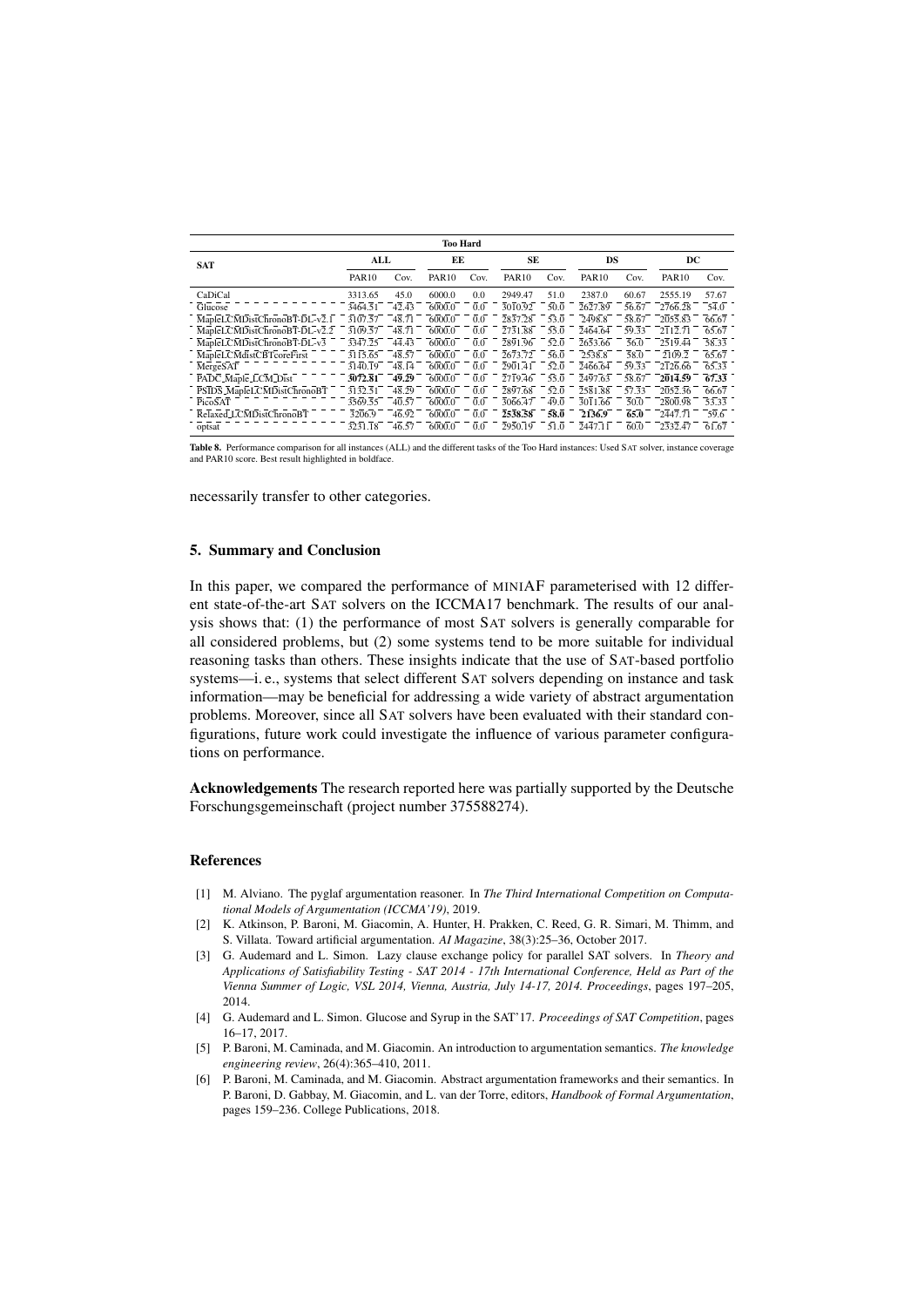| SAT | Too Hard | | | | | | | | | |
|---|---|---|---|---|---|---|---|---|---|---|
| | ALL | | EE | | SE | | DS | | DC | |
| | PAR10 | Cov. | PAR10 | Cov. | PAR10 | Cov. | PAR10 | Cov. | PAR10 | Cov. |
| CaDiCal | 3313.65 | 45.0 | 6000.0 | 0.0 | 2949.47 | 51.0 | 2387.0 | 60.67 | 2555.19 | 57.67 |
| Glucose | 3464.31 | 42.43 | 6000.0 | 0.0 | 3010.92 | 50.0 | 2627.89 | 56.67 | 2766.28 | 54.0 |
| MapleLCMDistChronoBT-DL-v2.1 | 3107.37 | 48.71 | 6000.0 | 0.0 | 2837.28 | 53.0 | 2498.8 | 58.67 | 2055.83 | 66.67 |
| MapleLCMDistChronoBT-DL-v2.2 | 3109.37 | 48.71 | 6000.0 | 0.0 | 2731.88 | 55.0 | 2464.64 | 59.33 | 2112.71 | 65.67 |
| MapleLCMDistChronoBT-DL-v3 | 3347.25 | 44.43 | 6000.0 | 0.0 | 2891.96 | 52.0 | 2653.66 | 56.0 | 2519.44 | 58.33 |
| MapleLCMdistCBTcoreFirst | 3113.65 | 48.57 | 6000.0 | 0.0 | 2673.72 | 56.0 | 2538.8 | 58.0 | 2109.2 | 65.67 |
| MergeSAT | 3140.19 | 48.14 | 6000.0 | 0.0 | 2901.41 | 52.0 | 2466.64 | 59.33 | 2126.66 | 65.33 |
| PADC_Maple_LCM_Dist | **3072.81** | **49.29** | 6000.0 | 0.0 | 2719.46 | 55.0 | 2497.63 | 58.67 | **2014.59** | **67.33** |
| PSIDS_MapleLCMDistChronoBT | 3132.51 | 48.29 | 6000.0 | 0.0 | 2897.68 | 52.0 | 2581.88 | 57.33 | 2052.36 | 66.67 |
| PicoSAT | 3569.55 | 40.57 | 6000.0 | 0.0 | 3066.47 | 49.0 | 3011.66 | 50.0 | 2800.98 | 53.33 |
| Relaxed_LCMDistChronoBT | 3206.9 | 46.92 | 6000.0 | 0.0 | **2538.38** | **58.0** | **2136.9** | **65.0** | 2447.71 | 59.6 |
| optsat | 3231.18 | 46.57 | 6000.0 | 0.0 | 2950.19 | 51.0 | 2447.11 | 60.0 | 2332.47 | 61.67 |

**Table 8.** Performance comparison for all instances (ALL) and the different tasks of the Too Hard instances: Used SAT solver, instance coverage and PAR10 score. Best result highlighted in boldface.

necessarily transfer to other categories.

## 5. Summary and Conclusion

In this paper, we compared the performance of MINIAF parameterised with 12 different state-of-the-art SAT solvers on the ICCMA17 benchmark. The results of our analysis shows that: (1) the performance of most SAT solvers is generally comparable for all considered problems, but (2) some systems tend to be more suitable for individual reasoning tasks than others. These insights indicate that the use of SAT-based portfolio systems—i. e., systems that select different SAT solvers depending on instance and task information—may be beneficial for addressing a wide variety of abstract argumentation problems. Moreover, since all SAT solvers have been evaluated with their standard configurations, future work could investigate the influence of various parameter configurations on performance.

**Acknowledgements** The research reported here was partially supported by the Deutsche Forschungsgemeinschaft (project number 375588274).

## References

- [1] M. Alviano. The pyglaf argumentation reasoner. In *The Third International Competition on Computational Models of Argumentation (ICCMA'19)*, 2019.
- [2] K. Atkinson, P. Baroni, M. Giacomin, A. Hunter, H. Prakken, C. Reed, G. R. Simari, M. Thimm, and S. Villata. Toward artificial argumentation. *AI Magazine*, 38(3):25–36, October 2017.
- [3] G. Audemard and L. Simon. Lazy clause exchange policy for parallel SAT solvers. In *Theory and Applications of Satisfiability Testing - SAT 2014 - 17th International Conference, Held as Part of the Vienna Summer of Logic, VSL 2014, Vienna, Austria, July 14-17, 2014. Proceedings*, pages 197–205, 2014.
- [4] G. Audemard and L. Simon. Glucose and Syrup in the SAT'17. *Proceedings of SAT Competition*, pages 16–17, 2017.
- [5] P. Baroni, M. Caminada, and M. Giacomin. An introduction to argumentation semantics. *The knowledge engineering review*, 26(4):365–410, 2011.
- [6] P. Baroni, M. Caminada, and M. Giacomin. Abstract argumentation frameworks and their semantics. In P. Baroni, D. Gabbay, M. Giacomin, and L. van der Torre, editors, *Handbook of Formal Argumentation*, pages 159–236. College Publications, 2018.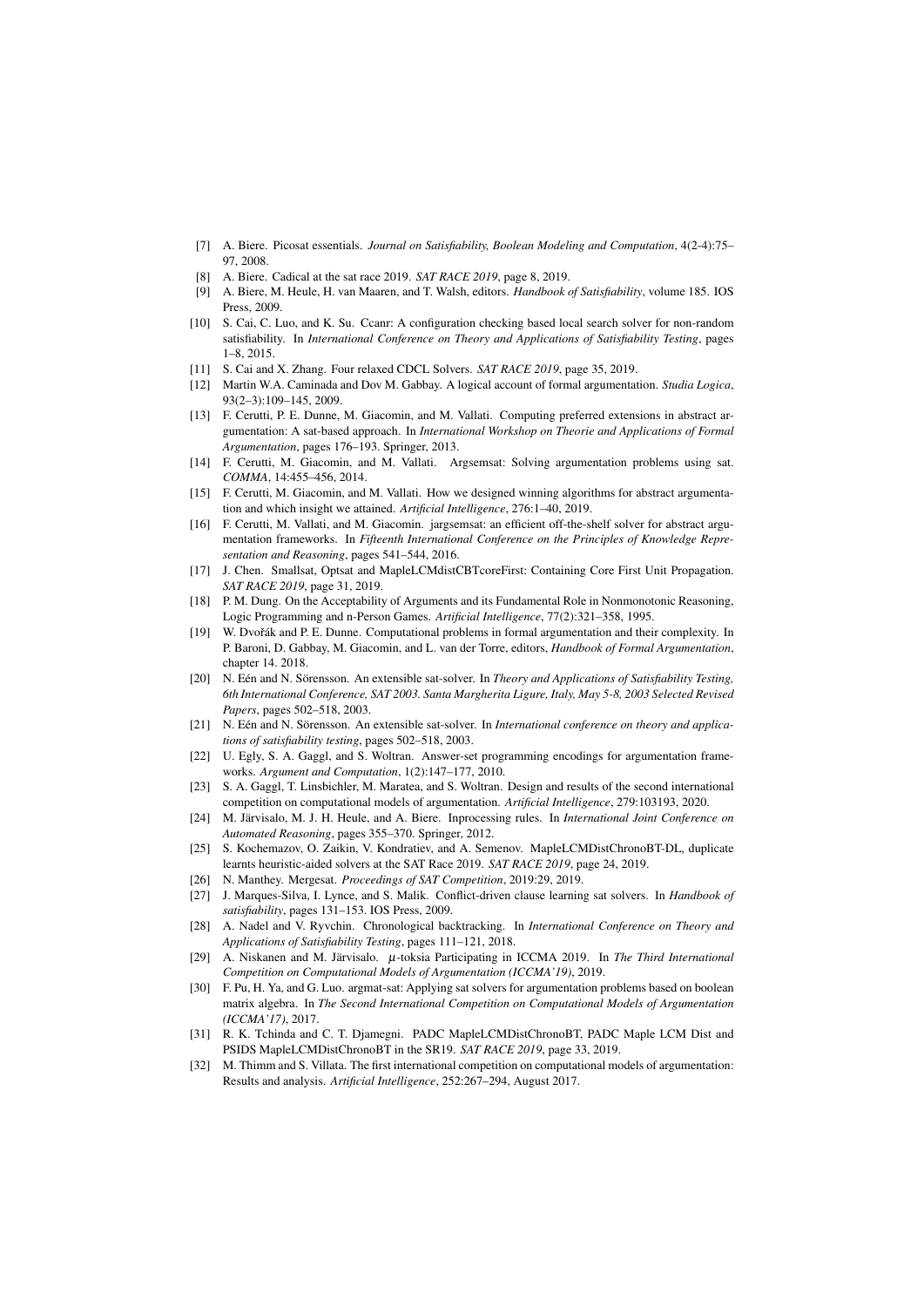[7] A. Biere. Picosat essentials. *Journal on Satisfiability, Boolean Modeling and Computation*, 4(2-4):75–97, 2008.

[8] A. Biere. Cadical at the sat race 2019. *SAT RACE 2019*, page 8, 2019.

[9] A. Biere, M. Heule, H. van Maaren, and T. Walsh, editors. *Handbook of Satisfiability*, volume 185. IOS Press, 2009.

[10] S. Cai, C. Luo, and K. Su. Ccanr: A configuration checking based local search solver for non-random satisfiability. In *International Conference on Theory and Applications of Satisfiability Testing*, pages 1–8, 2015.

[11] S. Cai and X. Zhang. Four relaxed CDCL Solvers. *SAT RACE 2019*, page 35, 2019.

[12] Martin W.A. Caminada and Dov M. Gabbay. A logical account of formal argumentation. *Studia Logica*, 93(2–3):109–145, 2009.

[13] F. Cerutti, P. E. Dunne, M. Giacomin, and M. Vallati. Computing preferred extensions in abstract argumentation: A sat-based approach. In *International Workshop on Theorie and Applications of Formal Argumentation*, pages 176–193. Springer, 2013.

[14] F. Cerutti, M. Giacomin, and M. Vallati. Argsemsat: Solving argumentation problems using sat. *COMMA*, 14:455–456, 2014.

[15] F. Cerutti, M. Giacomin, and M. Vallati. How we designed winning algorithms for abstract argumentation and which insight we attained. *Artificial Intelligence*, 276:1–40, 2019.

[16] F. Cerutti, M. Vallati, and M. Giacomin. jargsemsat: an efficient off-the-shelf solver for abstract argumentation frameworks. In *Fifteenth International Conference on the Principles of Knowledge Representation and Reasoning*, pages 541–544, 2016.

[17] J. Chen. Smallsat, Optsat and MapleLCMdistCBTcoreFirst: Containing Core First Unit Propagation. *SAT RACE 2019*, page 31, 2019.

[18] P. M. Dung. On the Acceptability of Arguments and its Fundamental Role in Nonmonotonic Reasoning, Logic Programming and n-Person Games. *Artificial Intelligence*, 77(2):321–358, 1995.

[19] W. Dvořák and P. E. Dunne. Computational problems in formal argumentation and their complexity. In P. Baroni, D. Gabbay, M. Giacomin, and L. van der Torre, editors, *Handbook of Formal Argumentation*, chapter 14. 2018.

[20] N. Eén and N. Sörensson. An extensible sat-solver. In *Theory and Applications of Satisfiability Testing, 6th International Conference, SAT 2003. Santa Margherita Ligure, Italy, May 5-8, 2003 Selected Revised Papers*, pages 502–518, 2003.

[21] N. Eén and N. Sörensson. An extensible sat-solver. In *International conference on theory and applications of satisfiability testing*, pages 502–518, 2003.

[22] U. Egly, S. A. Gaggl, and S. Woltran. Answer-set programming encodings for argumentation frameworks. *Argument and Computation*, 1(2):147–177, 2010.

[23] S. A. Gaggl, T. Linsbichler, M. Maratea, and S. Woltran. Design and results of the second international competition on computational models of argumentation. *Artificial Intelligence*, 279:103193, 2020.

[24] M. Järvisalo, M. J. H. Heule, and A. Biere. Inprocessing rules. In *International Joint Conference on Automated Reasoning*, pages 355–370. Springer, 2012.

[25] S. Kochemazov, O. Zaikin, V. Kondratiev, and A. Semenov. MapleLCMDistChronoBT-DL, duplicate learnts heuristic-aided solvers at the SAT Race 2019. *SAT RACE 2019*, page 24, 2019.

[26] N. Manthey. Mergesat. *Proceedings of SAT Competition*, 2019:29, 2019.

[27] J. Marques-Silva, I. Lynce, and S. Malik. Conflict-driven clause learning sat solvers. In *Handbook of satisfiability*, pages 131–153. IOS Press, 2009.

[28] A. Nadel and V. Ryvchin. Chronological backtracking. In *International Conference on Theory and Applications of Satisfiability Testing*, pages 111–121, 2018.

[29] A. Niskanen and M. Järvisalo. $\mu$-toksia Participating in ICCMA 2019. In *The Third International Competition on Computational Models of Argumentation (ICCMA'19)*, 2019.

[30] F. Pu, H. Ya, and G. Luo. argmat-sat: Applying sat solvers for argumentation problems based on boolean matrix algebra. In *The Second International Competition on Computational Models of Argumentation (ICCMA'17)*, 2017.

[31] R. K. Tchinda and C. T. Djamegni. PADC MapleLCMDistChronoBT, PADC Maple LCM Dist and PSIDS MapleLCMDistChronoBT in the SR19. *SAT RACE 2019*, page 33, 2019.

[32] M. Thimm and S. Villata. The first international competition on computational models of argumentation: Results and analysis. *Artificial Intelligence*, 252:267–294, August 2017.